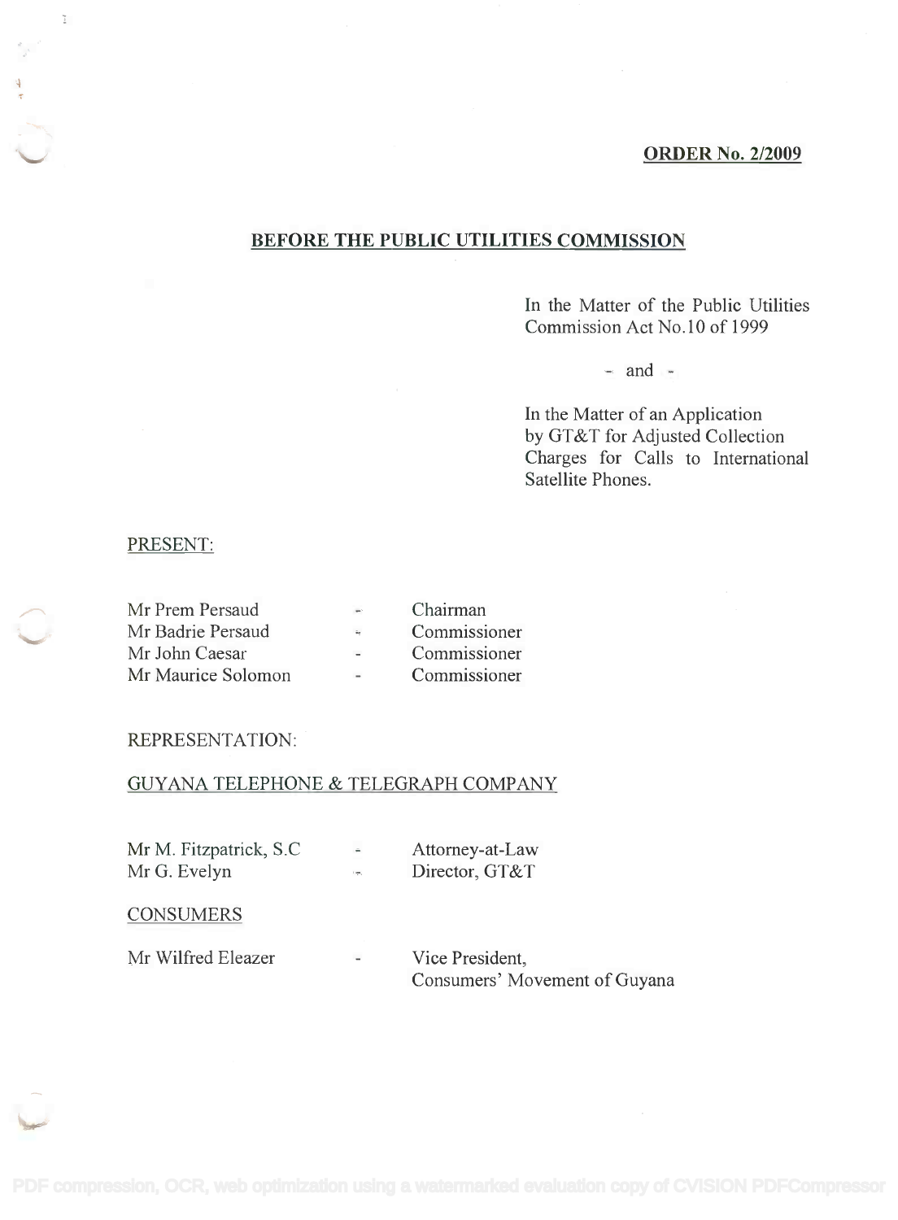**ORDER No. 2/2009**

## BEFORE THE PUBLIC UTILITIES COMMISSION

In the Matter of the Public Utilities Commission Act No.10 of 1999

- and -

In the Matter of an Application by GT&T for Adjusted Collection Charges for Calls to International Satellite Phones.

PRESENT:

| | | |
|---|---|---|
| Mr Prem Persaud | - | Chairman |
| Mr Badrie Persaud | - | Commissioner |
| Mr John Caesar | - | Commissioner |
| Mr Maurice Solomon | - | Commissioner |

REPRESENTATION:

GUYANA TELEPHONE & TELEGRAPH COMPANY

| | | |
|---|---|---|
| Mr M. Fitzpatrick, S.C | - | Attorney-at-Law |
| Mr G. Evelyn | - | Director, GT&T |

CONSUMERS

| | | |
|---|---|---|
| Mr Wilfred Eleazer | - | Vice President, Consumers' Movement of Guyana |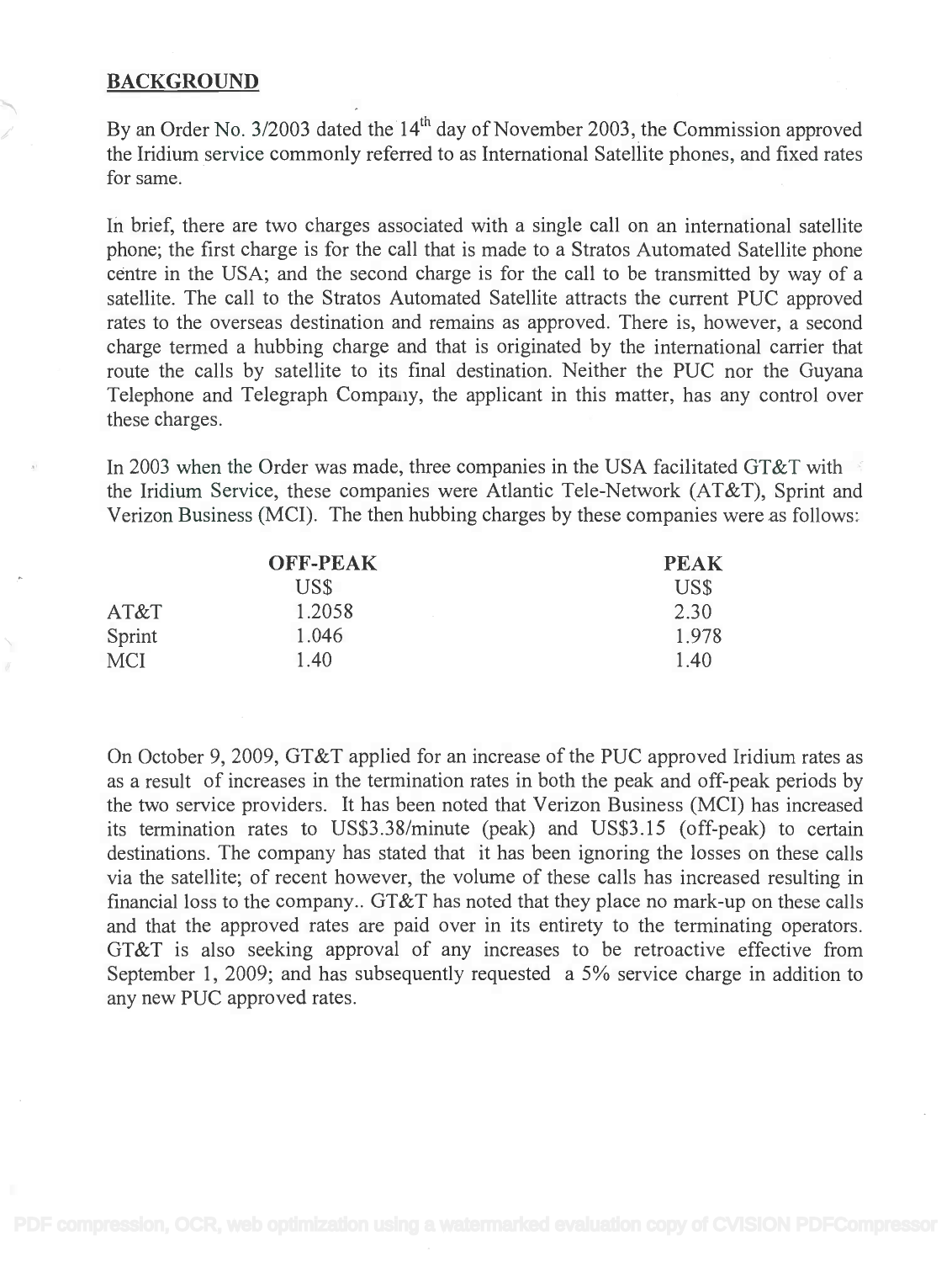## BACKGROUND

By an Order No. 3/2003 dated the 14th day of November 2003, the Commission approved the Iridium service commonly referred to as International Satellite phones, and fixed rates for same.

In brief, there are two charges associated with a single call on an international satellite phone; the first charge is for the call that is made to a Stratos Automated Satellite phone centre in the USA; and the second charge is for the call to be transmitted by way of a satellite. The call to the Stratos Automated Satellite attracts the current PUC approved rates to the overseas destination and remains as approved. There is, however, a second charge termed a hubbing charge and that is originated by the international carrier that route the calls by satellite to its final destination. Neither the PUC nor the Guyana Telephone and Telegraph Company, the applicant in this matter, has any control over these charges.

In 2003 when the Order was made, three companies in the USA facilitated GT&T with the Iridium Service, these companies were Atlantic Tele-Network (AT&T), Sprint and Verizon Business (MCI). The then hubbing charges by these companies were as follows:

| | OFF-PEAK | PEAK |
|---|---|---|
| | US$ | US$ |
| AT&T | 1.2058 | 2.30 |
| Sprint | 1.046 | 1.978 |
| MCI | 1.40 | 1.40 |

On October 9, 2009, GT&T applied for an increase of the PUC approved Iridium rates as as a result of increases in the termination rates in both the peak and off-peak periods by the two service providers. It has been noted that Verizon Business (MCI) has increased its termination rates to US$3.38/minute (peak) and US$3.15 (off-peak) to certain destinations. The company has stated that it has been ignoring the losses on these calls via the satellite; of recent however, the volume of these calls has increased resulting in financial loss to the company.. GT&T has noted that they place no mark-up on these calls and that the approved rates are paid over in its entirety to the terminating operators. GT&T is also seeking approval of any increases to be retroactive effective from September 1, 2009; and has subsequently requested a 5% service charge in addition to any new PUC approved rates.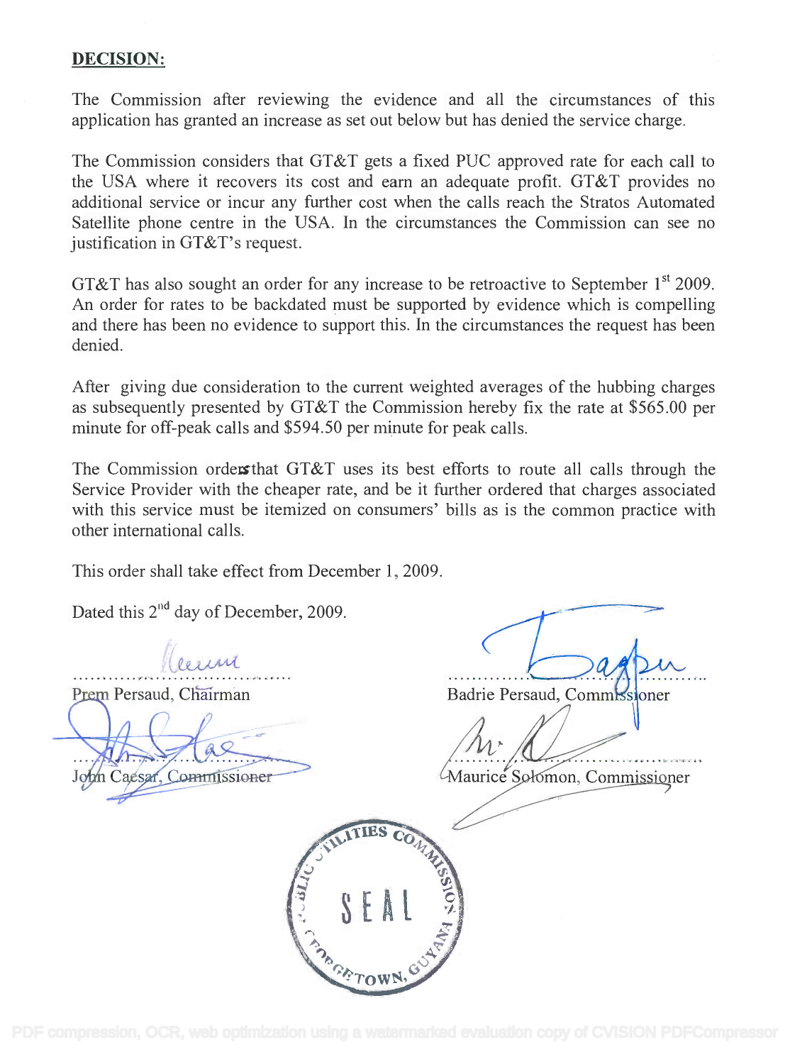## **DECISION:**

The Commission after reviewing the evidence and all the circumstances of this application has granted an increase as set out below but has denied the service charge.

The Commission considers that GT&T gets a fixed PUC approved rate for each call to the USA where it recovers its cost and earn an adequate profit. GT&T provides no additional service or incur any further cost when the calls reach the Stratos Automated Satellite phone centre in the USA. In the circumstances the Commission can see no justification in GT&T's request.

GT&T has also sought an order for any increase to be retroactive to September 1st 2009. An order for rates to be backdated must be supported by evidence which is compelling and there has been no evidence to support this. In the circumstances the request has been denied.

After giving due consideration to the current weighted averages of the hubbing charges as subsequently presented by GT&T the Commission hereby fix the rate at $565.00 per minute for off-peak calls and $594.50 per minute for peak calls.

The Commission orders that GT&T uses its best efforts to route all calls through the Service Provider with the cheaper rate, and be it further ordered that charges associated with this service must be itemized on consumers' bills as is the common practice with other international calls.

This order shall take effect from December 1, 2009.

Dated this 2nd day of December, 2009.

Prem Persaud, Chairman

Badrie Persaud, Commissioner

John Caesar, Commissioner

Maurice Solomon, Commissioner

PUBLIC UTILITIES COMMISSION
SEAL
GEORGETOWN, GUYANA